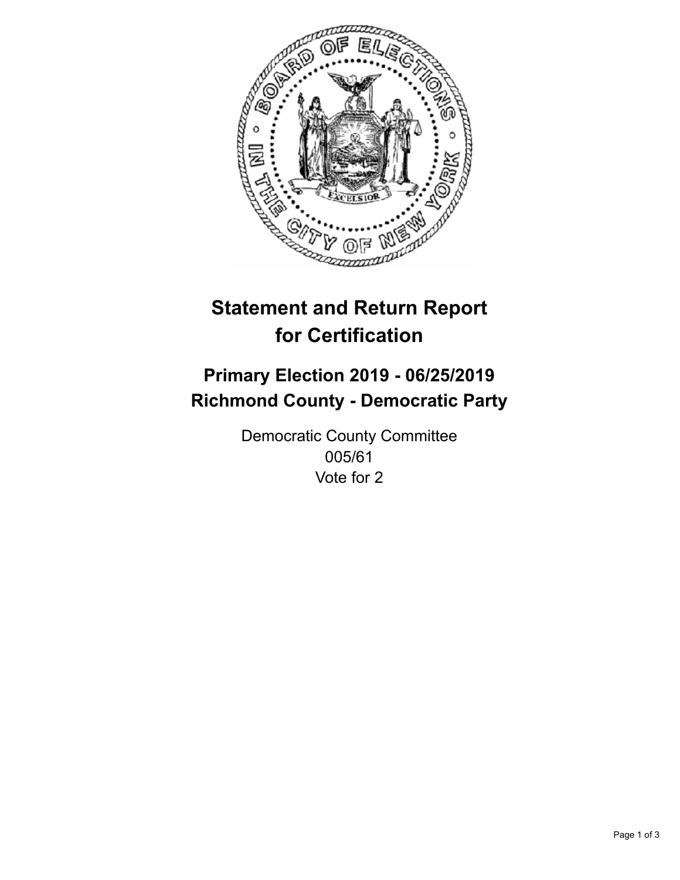# Statement and Return Report for Certification

## Primary Election 2019 - 06/25/2019
## Richmond County - Democratic Party

Democratic County Committee
005/61
Vote for 2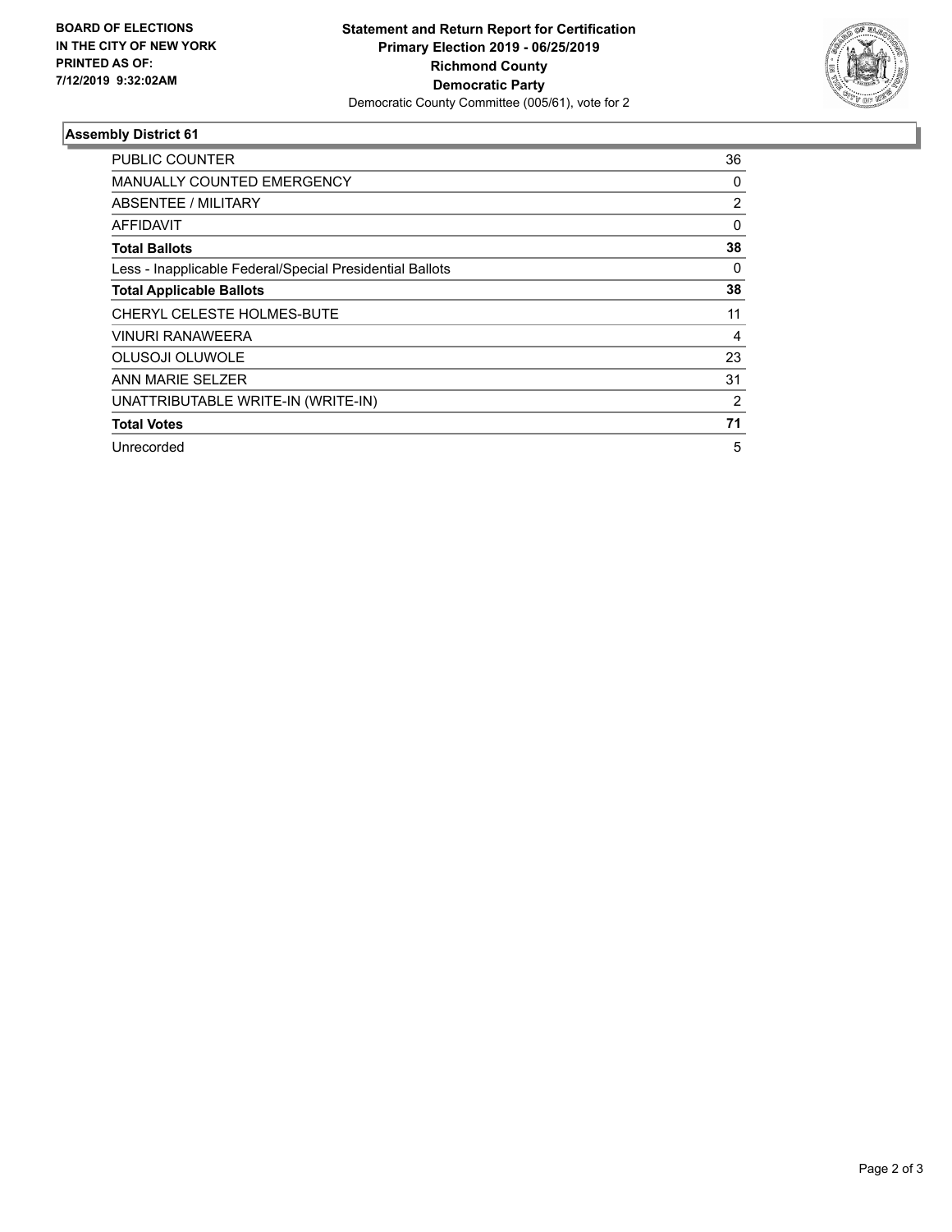**BOARD OF ELECTIONS IN THE CITY OF NEW YORK PRINTED AS OF: 7/12/2019 9:32:02AM**

**Statement and Return Report for Certification**
**Primary Election 2019 - 06/25/2019**
**Richmond County**
**Democratic Party**
Democratic County Committee (005/61), vote for 2

## Assembly District 61

| | |
|---|---|
| PUBLIC COUNTER | 36 |
| MANUALLY COUNTED EMERGENCY | 0 |
| ABSENTEE / MILITARY | 2 |
| AFFIDAVIT | 0 |
| **Total Ballots** | **38** |
| Less - Inapplicable Federal/Special Presidential Ballots | 0 |
| **Total Applicable Ballots** | **38** |
| CHERYL CELESTE HOLMES-BUTE | 11 |
| VINURI RANAWEERA | 4 |
| OLUSOJI OLUWOLE | 23 |
| ANN MARIE SELZER | 31 |
| UNATTRIBUTABLE WRITE-IN (WRITE-IN) | 2 |
| **Total Votes** | **71** |
| Unrecorded | 5 |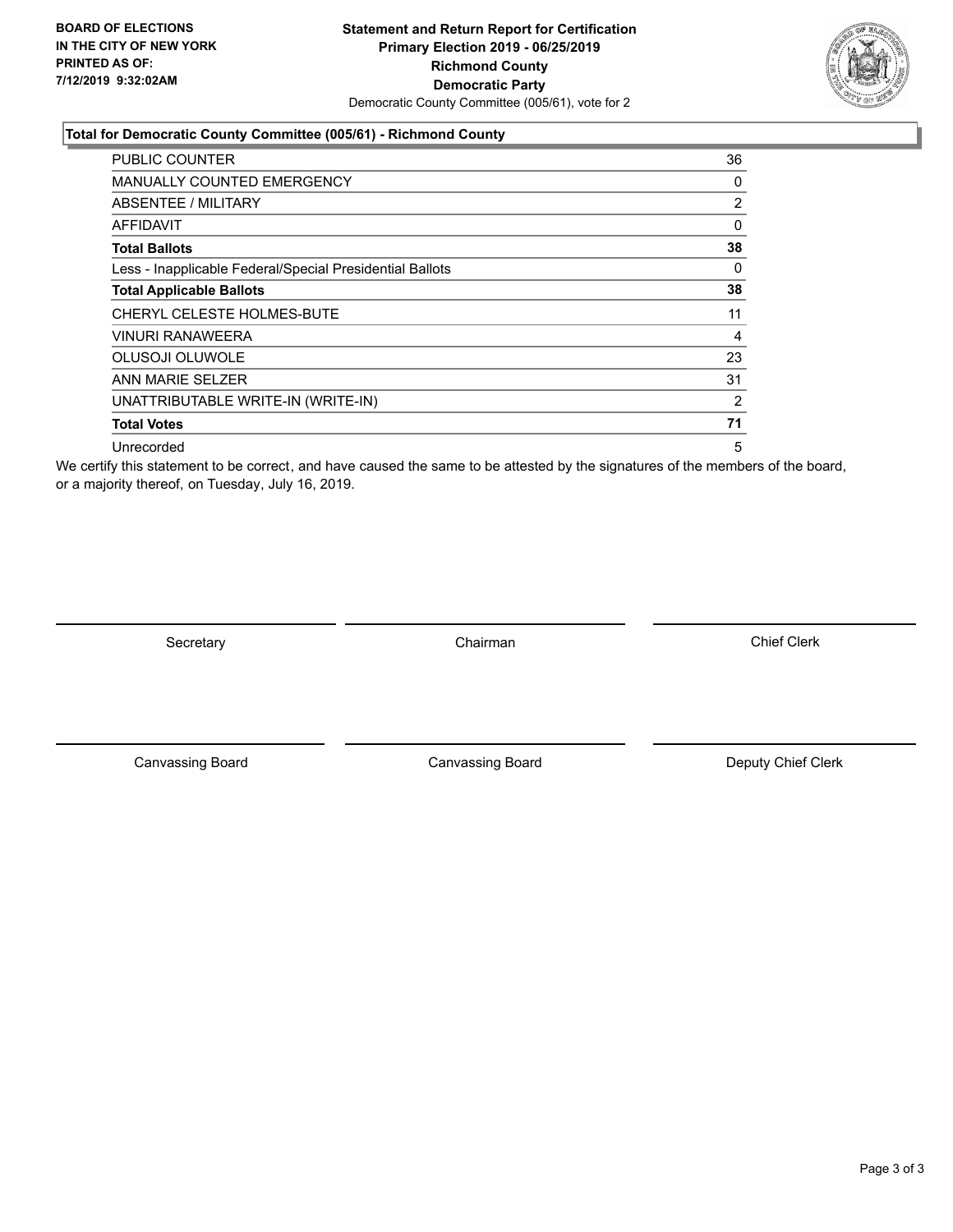**BOARD OF ELECTIONS IN THE CITY OF NEW YORK PRINTED AS OF: 7/12/2019 9:32:02AM**

**Statement and Return Report for Certification**
**Primary Election 2019 - 06/25/2019**
**Richmond County**
**Democratic Party**
Democratic County Committee (005/61), vote for 2

### Total for Democratic County Committee (005/61) - Richmond County

| | |
|---|---|
| PUBLIC COUNTER | 36 |
| MANUALLY COUNTED EMERGENCY | 0 |
| ABSENTEE / MILITARY | 2 |
| AFFIDAVIT | 0 |
| **Total Ballots** | **38** |
| Less - Inapplicable Federal/Special Presidential Ballots | 0 |
| **Total Applicable Ballots** | **38** |
| CHERYL CELESTE HOLMES-BUTE | 11 |
| VINURI RANAWEERA | 4 |
| OLUSOJI OLUWOLE | 23 |
| ANN MARIE SELZER | 31 |
| UNATTRIBUTABLE WRITE-IN (WRITE-IN) | 2 |
| **Total Votes** | **71** |
| Unrecorded | 5 |

We certify this statement to be correct, and have caused the same to be attested by the signatures of the members of the board, or a majority thereof, on Tuesday, July 16, 2019.

Secretary

Chairman

Chief Clerk

Canvassing Board

Canvassing Board

Deputy Chief Clerk